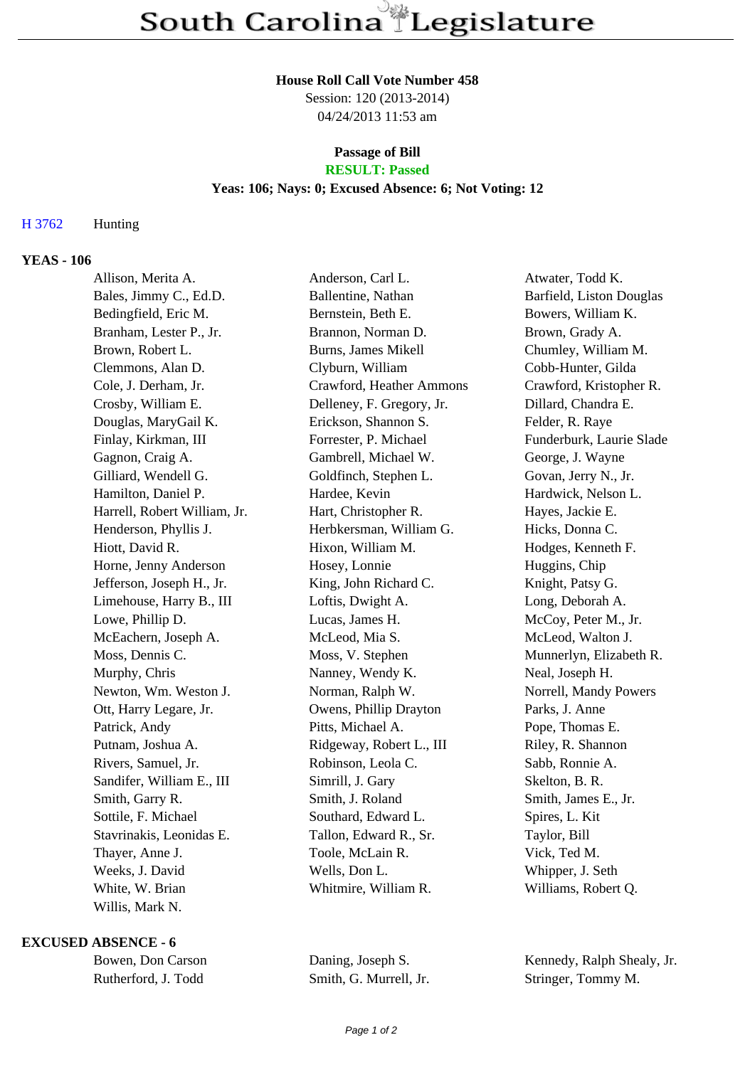# South Carolina Legislature

**House Roll Call Vote Number 458**
Session: 120 (2013-2014)
04/24/2013 11:53 am

**Passage of Bill**
**RESULT: Passed**
**Yeas: 106; Nays: 0; Excused Absence: 6; Not Voting: 12**

H 3762 Hunting

**YEAS - 106**

| | | |
|---|---|---|
| Allison, Merita A. | Anderson, Carl L. | Atwater, Todd K. |
| Bales, Jimmy C., Ed.D. | Ballentine, Nathan | Barfield, Liston Douglas |
| Bedingfield, Eric M. | Bernstein, Beth E. | Bowers, William K. |
| Branham, Lester P., Jr. | Brannon, Norman D. | Brown, Grady A. |
| Brown, Robert L. | Burns, James Mikell | Chumley, William M. |
| Clemmons, Alan D. | Clyburn, William | Cobb-Hunter, Gilda |
| Cole, J. Derham, Jr. | Crawford, Heather Ammons | Crawford, Kristopher R. |
| Crosby, William E. | Delleney, F. Gregory, Jr. | Dillard, Chandra E. |
| Douglas, MaryGail K. | Erickson, Shannon S. | Felder, R. Raye |
| Finlay, Kirkman, III | Forrester, P. Michael | Funderburk, Laurie Slade |
| Gagnon, Craig A. | Gambrell, Michael W. | George, J. Wayne |
| Gilliard, Wendell G. | Goldfinch, Stephen L. | Govan, Jerry N., Jr. |
| Hamilton, Daniel P. | Hardee, Kevin | Hardwick, Nelson L. |
| Harrell, Robert William, Jr. | Hart, Christopher R. | Hayes, Jackie E. |
| Henderson, Phyllis J. | Herbkersman, William G. | Hicks, Donna C. |
| Hiott, David R. | Hixon, William M. | Hodges, Kenneth F. |
| Horne, Jenny Anderson | Hosey, Lonnie | Huggins, Chip |
| Jefferson, Joseph H., Jr. | King, John Richard C. | Knight, Patsy G. |
| Limehouse, Harry B., III | Loftis, Dwight A. | Long, Deborah A. |
| Lowe, Phillip D. | Lucas, James H. | McCoy, Peter M., Jr. |
| McEachern, Joseph A. | McLeod, Mia S. | McLeod, Walton J. |
| Moss, Dennis C. | Moss, V. Stephen | Munnerlyn, Elizabeth R. |
| Murphy, Chris | Nanney, Wendy K. | Neal, Joseph H. |
| Newton, Wm. Weston J. | Norman, Ralph W. | Norrell, Mandy Powers |
| Ott, Harry Legare, Jr. | Owens, Phillip Drayton | Parks, J. Anne |
| Patrick, Andy | Pitts, Michael A. | Pope, Thomas E. |
| Putnam, Joshua A. | Ridgeway, Robert L., III | Riley, R. Shannon |
| Rivers, Samuel, Jr. | Robinson, Leola C. | Sabb, Ronnie A. |
| Sandifer, William E., III | Simrill, J. Gary | Skelton, B. R. |
| Smith, Garry R. | Smith, J. Roland | Smith, James E., Jr. |
| Sottile, F. Michael | Southard, Edward L. | Spires, L. Kit |
| Stavrinakis, Leonidas E. | Tallon, Edward R., Sr. | Taylor, Bill |
| Thayer, Anne J. | Toole, McLain R. | Vick, Ted M. |
| Weeks, J. David | Wells, Don L. | Whipper, J. Seth |
| White, W. Brian | Whitmire, William R. | Williams, Robert Q. |
| Willis, Mark N. | | |

**EXCUSED ABSENCE - 6**

| | | |
|---|---|---|
| Bowen, Don Carson | Daning, Joseph S. | Kennedy, Ralph Shealy, Jr. |
| Rutherford, J. Todd | Smith, G. Murrell, Jr. | Stringer, Tommy M. |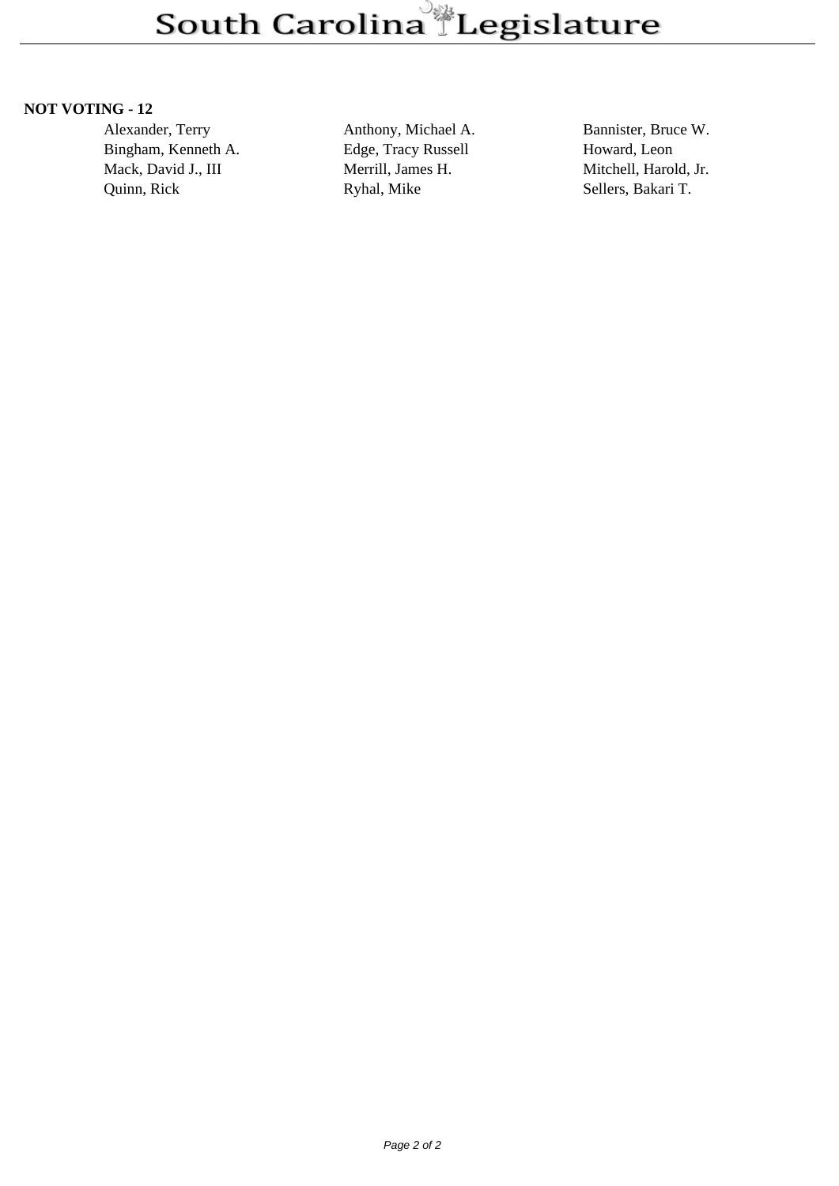**NOT VOTING - 12**

| | | |
|---|---|---|
| Alexander, Terry | Anthony, Michael A. | Bannister, Bruce W. |
| Bingham, Kenneth A. | Edge, Tracy Russell | Howard, Leon |
| Mack, David J., III | Merrill, James H. | Mitchell, Harold, Jr. |
| Quinn, Rick | Ryhal, Mike | Sellers, Bakari T. |